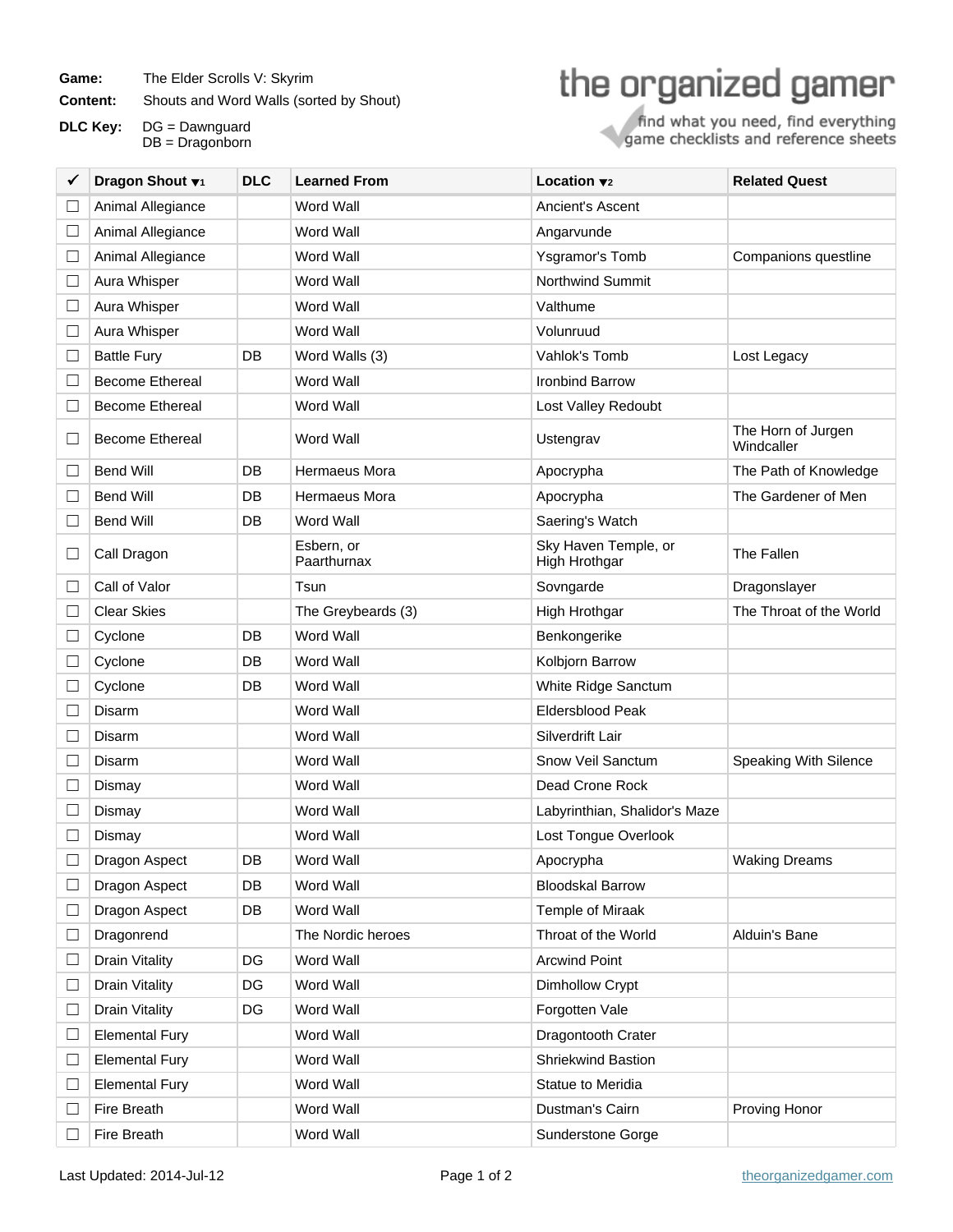**Game:** The Elder Scrolls V: Skyrim

**Content:** Shouts and Word Walls (sorted by Shout)

**DLC Key:** DG = Dawnguard
DB = Dragonborn

the organized gamer
find what you need, find everything
game checklists and reference sheets

| ✓ | Dragon Shout ▼1 | DLC | Learned From | Location ▼2 | Related Quest |
|---|---|---|---|---|---|
| ☐ | Animal Allegiance | | Word Wall | Ancient's Ascent | |
| ☐ | Animal Allegiance | | Word Wall | Angarvunde | |
| ☐ | Animal Allegiance | | Word Wall | Ysgramor's Tomb | Companions questline |
| ☐ | Aura Whisper | | Word Wall | Northwind Summit | |
| ☐ | Aura Whisper | | Word Wall | Valthume | |
| ☐ | Aura Whisper | | Word Wall | Volunruud | |
| ☐ | Battle Fury | DB | Word Walls (3) | Vahlok's Tomb | Lost Legacy |
| ☐ | Become Ethereal | | Word Wall | Ironbind Barrow | |
| ☐ | Become Ethereal | | Word Wall | Lost Valley Redoubt | |
| ☐ | Become Ethereal | | Word Wall | Ustengrav | The Horn of Jurgen Windcaller |
| ☐ | Bend Will | DB | Hermaeus Mora | Apocrypha | The Path of Knowledge |
| ☐ | Bend Will | DB | Hermaeus Mora | Apocrypha | The Gardener of Men |
| ☐ | Bend Will | DB | Word Wall | Saering's Watch | |
| ☐ | Call Dragon | | Esbern, or Paarthurnax | Sky Haven Temple, or High Hrothgar | The Fallen |
| ☐ | Call of Valor | | Tsun | Sovngarde | Dragonslayer |
| ☐ | Clear Skies | | The Greybeards (3) | High Hrothgar | The Throat of the World |
| ☐ | Cyclone | DB | Word Wall | Benkongerike | |
| ☐ | Cyclone | DB | Word Wall | Kolbjorn Barrow | |
| ☐ | Cyclone | DB | Word Wall | White Ridge Sanctum | |
| ☐ | Disarm | | Word Wall | Eldersblood Peak | |
| ☐ | Disarm | | Word Wall | Silverdrift Lair | |
| ☐ | Disarm | | Word Wall | Snow Veil Sanctum | Speaking With Silence |
| ☐ | Dismay | | Word Wall | Dead Crone Rock | |
| ☐ | Dismay | | Word Wall | Labyrinthian, Shalidor's Maze | |
| ☐ | Dismay | | Word Wall | Lost Tongue Overlook | |
| ☐ | Dragon Aspect | DB | Word Wall | Apocrypha | Waking Dreams |
| ☐ | Dragon Aspect | DB | Word Wall | Bloodskal Barrow | |
| ☐ | Dragon Aspect | DB | Word Wall | Temple of Miraak | |
| ☐ | Dragonrend | | The Nordic heroes | Throat of the World | Alduin's Bane |
| ☐ | Drain Vitality | DG | Word Wall | Arcwind Point | |
| ☐ | Drain Vitality | DG | Word Wall | Dimhollow Crypt | |
| ☐ | Drain Vitality | DG | Word Wall | Forgotten Vale | |
| ☐ | Elemental Fury | | Word Wall | Dragontooth Crater | |
| ☐ | Elemental Fury | | Word Wall | Shriekwind Bastion | |
| ☐ | Elemental Fury | | Word Wall | Statue to Meridia | |
| ☐ | Fire Breath | | Word Wall | Dustman's Cairn | Proving Honor |
| ☐ | Fire Breath | | Word Wall | Sunderstone Gorge | |

Last Updated: 2014-Jul-12

theorganizedgamer.com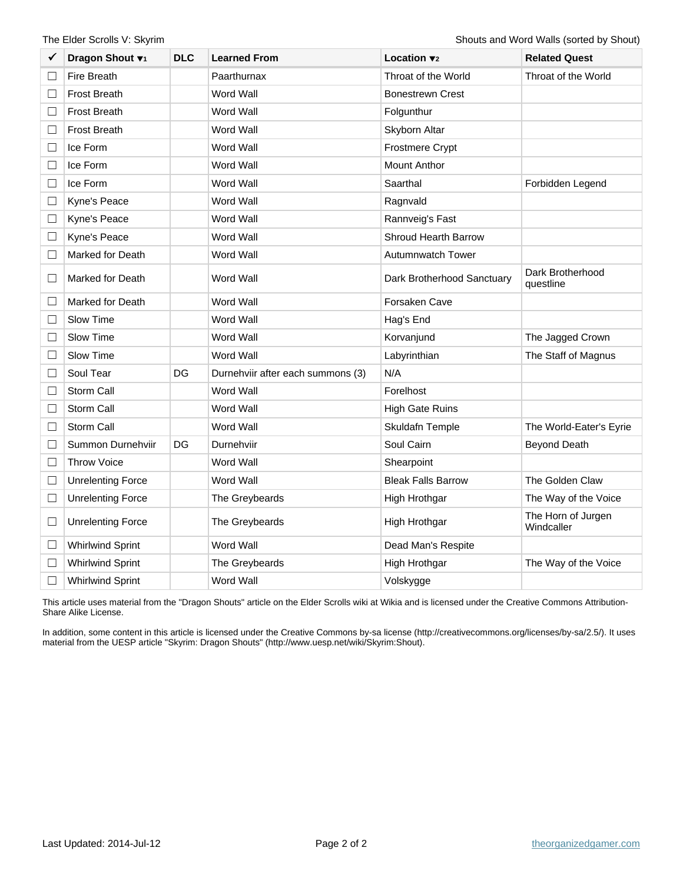| ✓ | Dragon Shout ▼1 | DLC | Learned From | Location ▼2 | Related Quest |
|---|---|---|---|---|---|
| ☐ | Fire Breath | | Paarthurnax | Throat of the World | Throat of the World |
| ☐ | Frost Breath | | Word Wall | Bonestrewn Crest | |
| ☐ | Frost Breath | | Word Wall | Folgunthur | |
| ☐ | Frost Breath | | Word Wall | Skyborn Altar | |
| ☐ | Ice Form | | Word Wall | Frostmere Crypt | |
| ☐ | Ice Form | | Word Wall | Mount Anthor | |
| ☐ | Ice Form | | Word Wall | Saarthal | Forbidden Legend |
| ☐ | Kyne's Peace | | Word Wall | Ragnvald | |
| ☐ | Kyne's Peace | | Word Wall | Rannveig's Fast | |
| ☐ | Kyne's Peace | | Word Wall | Shroud Hearth Barrow | |
| ☐ | Marked for Death | | Word Wall | Autumnwatch Tower | |
| ☐ | Marked for Death | | Word Wall | Dark Brotherhood Sanctuary | Dark Brotherhood questline |
| ☐ | Marked for Death | | Word Wall | Forsaken Cave | |
| ☐ | Slow Time | | Word Wall | Hag's End | |
| ☐ | Slow Time | | Word Wall | Korvanjund | The Jagged Crown |
| ☐ | Slow Time | | Word Wall | Labyrinthian | The Staff of Magnus |
| ☐ | Soul Tear | DG | Durnehviir after each summons (3) | N/A | |
| ☐ | Storm Call | | Word Wall | Forelhost | |
| ☐ | Storm Call | | Word Wall | High Gate Ruins | |
| ☐ | Storm Call | | Word Wall | Skuldafn Temple | The World-Eater's Eyrie |
| ☐ | Summon Durnehviir | DG | Durnehviir | Soul Cairn | Beyond Death |
| ☐ | Throw Voice | | Word Wall | Shearpoint | |
| ☐ | Unrelenting Force | | Word Wall | Bleak Falls Barrow | The Golden Claw |
| ☐ | Unrelenting Force | | The Greybeards | High Hrothgar | The Way of the Voice |
| ☐ | Unrelenting Force | | The Greybeards | High Hrothgar | The Horn of Jurgen Windcaller |
| ☐ | Whirlwind Sprint | | Word Wall | Dead Man's Respite | |
| ☐ | Whirlwind Sprint | | The Greybeards | High Hrothgar | The Way of the Voice |
| ☐ | Whirlwind Sprint | | Word Wall | Volskygge | |

This article uses material from the "Dragon Shouts" article on the Elder Scrolls wiki at Wikia and is licensed under the Creative Commons Attribution-Share Alike License.

In addition, some content in this article is licensed under the Creative Commons by-sa license (http://creativecommons.org/licenses/by-sa/2.5/). It uses material from the UESP article "Skyrim: Dragon Shouts" (http://www.uesp.net/wiki/Skyrim:Shout).